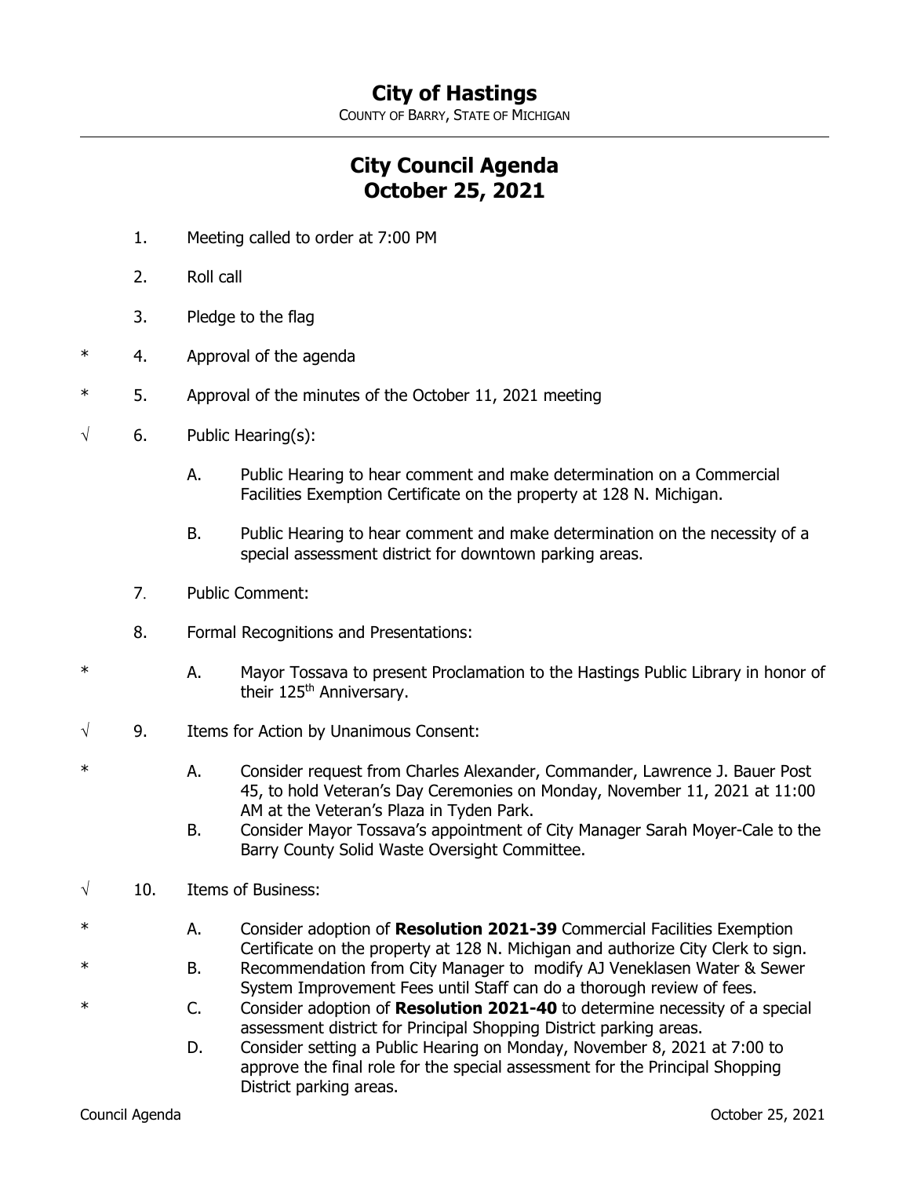# City of Hastings

COUNTY OF BARRY, STATE OF MICHIGAN

---

## City Council Agenda
## October 25, 2021

1. Meeting called to order at 7:00 PM

2. Roll call

3. Pledge to the flag

\* 4. Approval of the agenda

\* 5. Approval of the minutes of the October 11, 2021 meeting

√ 6. Public Hearing(s):

   A. Public Hearing to hear comment and make determination on a Commercial Facilities Exemption Certificate on the property at 128 N. Michigan.

   B. Public Hearing to hear comment and make determination on the necessity of a special assessment district for downtown parking areas.

7. Public Comment:

8. Formal Recognitions and Presentations:

\* A. Mayor Tossava to present Proclamation to the Hastings Public Library in honor of their 125th Anniversary.

√ 9. Items for Action by Unanimous Consent:

\* A. Consider request from Charles Alexander, Commander, Lawrence J. Bauer Post 45, to hold Veteran's Day Ceremonies on Monday, November 11, 2021 at 11:00 AM at the Veteran's Plaza in Tyden Park.

   B. Consider Mayor Tossava's appointment of City Manager Sarah Moyer-Cale to the Barry County Solid Waste Oversight Committee.

√ 10. Items of Business:

\* A. Consider adoption of **Resolution 2021-39** Commercial Facilities Exemption Certificate on the property at 128 N. Michigan and authorize City Clerk to sign.

\* B. Recommendation from City Manager to modify AJ Veneklasen Water & Sewer System Improvement Fees until Staff can do a thorough review of fees.

\* C. Consider adoption of **Resolution 2021-40** to determine necessity of a special assessment district for Principal Shopping District parking areas.

   D. Consider setting a Public Hearing on Monday, November 8, 2021 at 7:00 to approve the final role for the special assessment for the Principal Shopping District parking areas.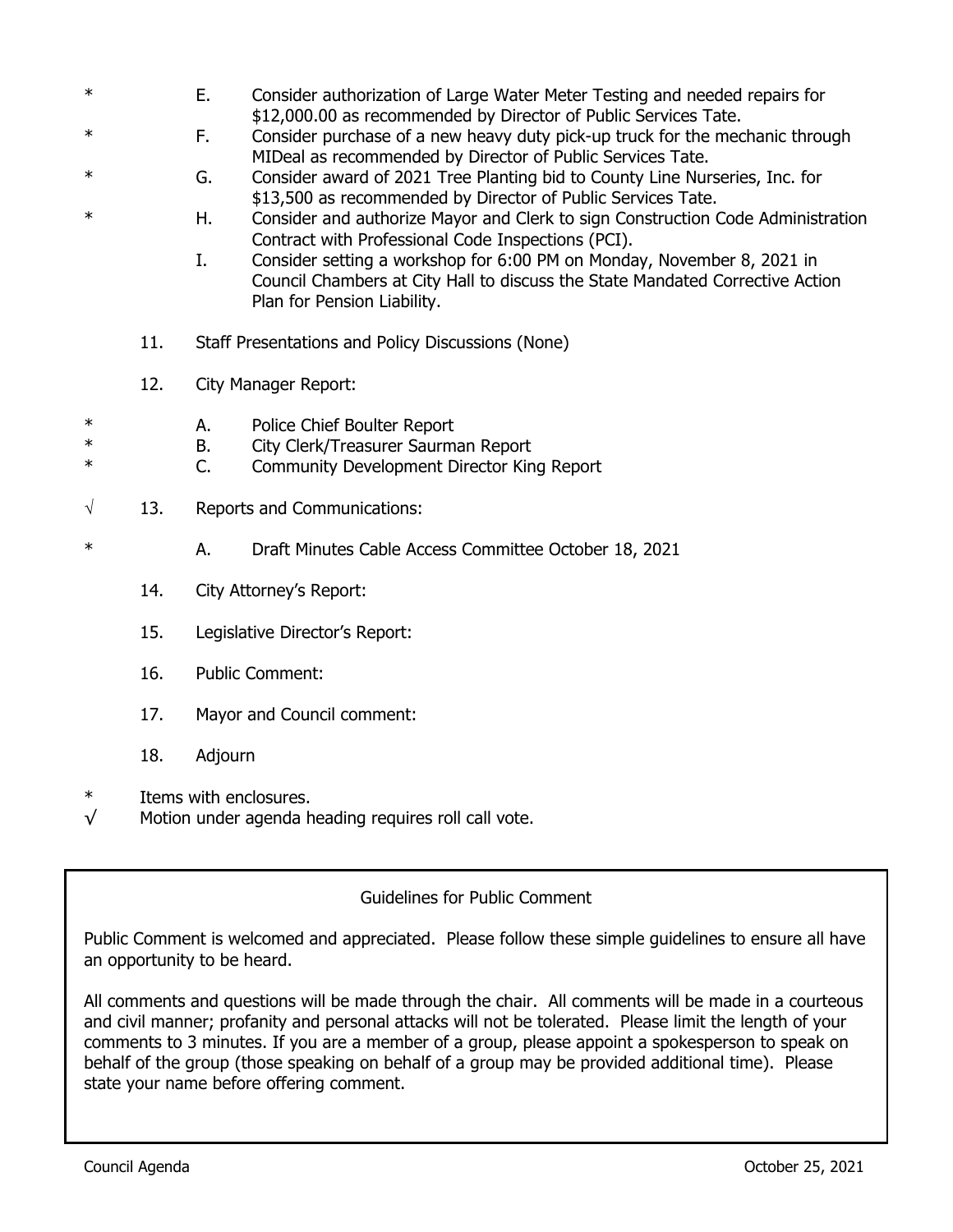\* E. Consider authorization of Large Water Meter Testing and needed repairs for $12,000.00 as recommended by Director of Public Services Tate.

\* F. Consider purchase of a new heavy duty pick-up truck for the mechanic through MIDeal as recommended by Director of Public Services Tate.

\* G. Consider award of 2021 Tree Planting bid to County Line Nurseries, Inc. for $13,500 as recommended by Director of Public Services Tate.

\* H. Consider and authorize Mayor and Clerk to sign Construction Code Administration Contract with Professional Code Inspections (PCI).

I. Consider setting a workshop for 6:00 PM on Monday, November 8, 2021 in Council Chambers at City Hall to discuss the State Mandated Corrective Action Plan for Pension Liability.

11. Staff Presentations and Policy Discussions (None)

12. City Manager Report:

\* A. Police Chief Boulter Report

\* B. City Clerk/Treasurer Saurman Report

\* C. Community Development Director King Report

√ 13. Reports and Communications:

\* A. Draft Minutes Cable Access Committee October 18, 2021

14. City Attorney's Report:

15. Legislative Director's Report:

16. Public Comment:

17. Mayor and Council comment:

18. Adjourn

\* Items with enclosures.

√ Motion under agenda heading requires roll call vote.

---

Guidelines for Public Comment

Public Comment is welcomed and appreciated. Please follow these simple guidelines to ensure all have an opportunity to be heard.

All comments and questions will be made through the chair. All comments will be made in a courteous and civil manner; profanity and personal attacks will not be tolerated. Please limit the length of your comments to 3 minutes. If you are a member of a group, please appoint a spokesperson to speak on behalf of the group (those speaking on behalf of a group may be provided additional time). Please state your name before offering comment.

---